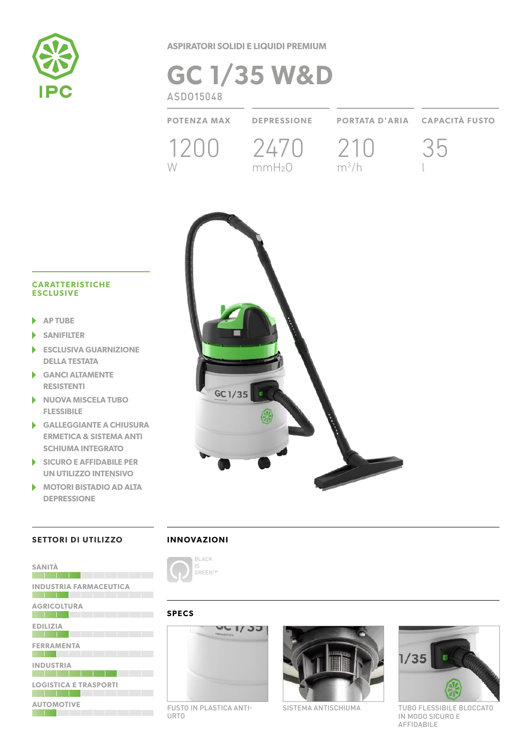IPC

ASPIRATORI SOLIDI E LIQUIDI PREMIUM

# GC 1/35 W&D

ASD015048

| POTENZA MAX | DEPRESSIONE | PORTATA D'ARIA | CAPACITÀ FUSTO |
|---|---|---|---|
| 1200 W | 2470 $mmH_2O$ | 210 $m^3/h$ | 35 l |

## CARATTERISTICHE ESCLUSIVE

- AP TUBE
- SANIFILTER
- ESCLUSIVA GUARNIZIONE DELLA TESTATA
- GANCI ALTAMENTE RESISTENTI
- NUOVA MISCELA TUBO FLESSIBILE
- GALLEGGIANTE A CHIUSURA ERMETICA & SISTEMA ANTI SCHIUMA INTEGRATO
- SICURO E AFFIDABILE PER UN UTILIZZO INTENSIVO
- MOTORI BISTADIO AD ALTA DEPRESSIONE

## SETTORI DI UTILIZZO

- SANITÀ
- INDUSTRIA FARMACEUTICA
- AGRICOLTURA
- EDILIZIA
- FERRAMENTA
- INDUSTRIA
- LOGISTICA E TRASPORTI
- AUTOMOTIVE

## INNOVAZIONI

BLACK IS GREEN™

## SPECS

FUSTO IN PLASTICA ANTI-URTO

SISTEMA ANTISCHIUMA

TUBO FLESSIBILE BLOCCATO IN MODO SICURO E AFFIDABILE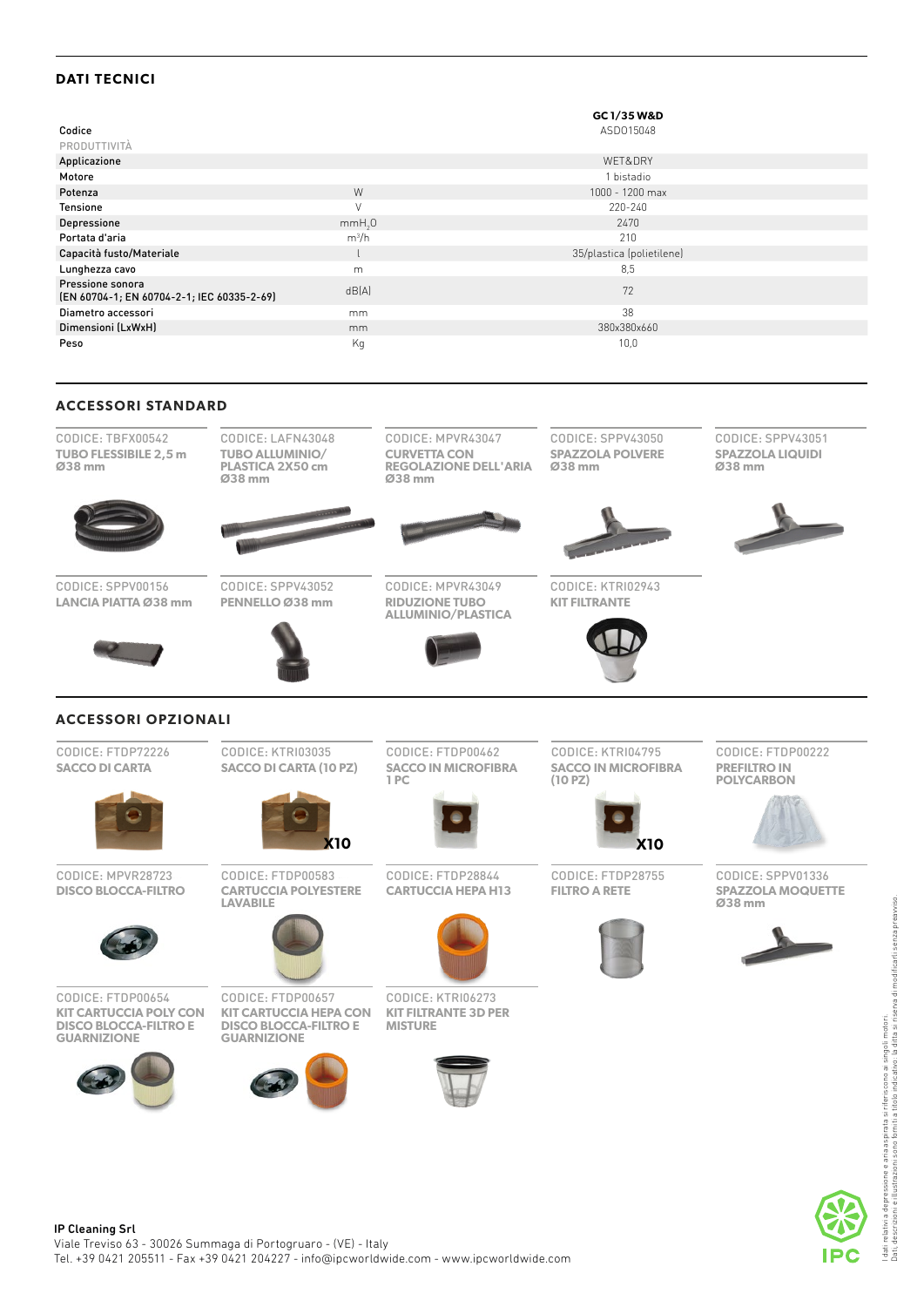## DATI TECNICI

| | | GC 1/35 W&D |
|---|---|---|
| Codice | | ASD015048 |
| PRODUTTIVITÀ | | |
| Applicazione | | WET&DRY |
| Motore | | 1 bistadio |
| Potenza | W | 1000 - 1200 max |
| Tensione | V | 220-240 |
| Depressione | $mmH_2O$ | 2470 |
| Portata d'aria | $m^3/h$ | 210 |
| Capacità fusto/Materiale | l | 35/plastica (polietilene) |
| Lunghezza cavo | m | 8,5 |
| Pressione sonora (EN 60704-1; EN 60704-2-1; IEC 60335-2-69) | dB(A) | 72 |
| Diametro accessori | mm | 38 |
| Dimensioni (LxWxH) | mm | 380x380x660 |
| Peso | Kg | 10,0 |

## ACCESSORI STANDARD

CODICE: TBFX00542
**TUBO FLESSIBILE 2,5 m Ø38 mm**

CODICE: LAFN43048
**TUBO ALLUMINIO/ PLASTICA 2X50 cm Ø38 mm**

CODICE: MPVR43047
**CURVETTA CON REGOLAZIONE DELL'ARIA Ø38 mm**

CODICE: SPPV43050
**SPAZZOLA POLVERE Ø38 mm**

CODICE: SPPV43051
**SPAZZOLA LIQUIDI Ø38 mm**

CODICE: SPPV00156
**LANCIA PIATTA Ø38 mm**

CODICE: SPPV43052
**PENNELLO Ø38 mm**

CODICE: MPVR43049
**RIDUZIONE TUBO ALLUMINIO/PLASTICA**

CODICE: KTRI02943
**KIT FILTRANTE**

## ACCESSORI OPZIONALI

CODICE: FTDP72226
**SACCO DI CARTA**

CODICE: KTRI03035
**SACCO DI CARTA (10 PZ)**

X10

CODICE: FTDP00462
**SACCO IN MICROFIBRA 1 PC**

CODICE: KTRI04795
**SACCO IN MICROFIBRA (10 PZ)**

X10

CODICE: FTDP00222
**PREFILTRO IN POLYCARBON**

CODICE: MPVR28723
**DISCO BLOCCA-FILTRO**

CODICE: FTDP00583
**CARTUCCIA POLYESTERE LAVABILE**

CODICE: FTDP28844
**CARTUCCIA HEPA H13**

CODICE: FTDP28755
**FILTRO A RETE**

CODICE: SPPV01336
**SPAZZOLA MOQUETTE Ø38 mm**

CODICE: FTDP00654
**KIT CARTUCCIA POLY CON DISCO BLOCCA-FILTRO E GUARNIZIONE**

CODICE: FTDP00657
**KIT CARTUCCIA HEPA CON DISCO BLOCCA-FILTRO E GUARNIZIONE**

CODICE: KTRI06273
**KIT FILTRANTE 3D PER MISTURE**

I dati relativi a depressione e aria aspirata si riferiscono ai singoli motori.
Dati, descrizioni e illustrazioni sono forniti a titolo indicativo: la ditta si riserva di modificarli senza preavviso.

**IP Cleaning Srl**
Viale Treviso 63 - 30026 Summaga di Portogruaro - (VE) - Italy
Tel. +39 0421 205511 - Fax +39 0421 204227 - info@ipcworldwide.com - www.ipcworldwide.com

IPC